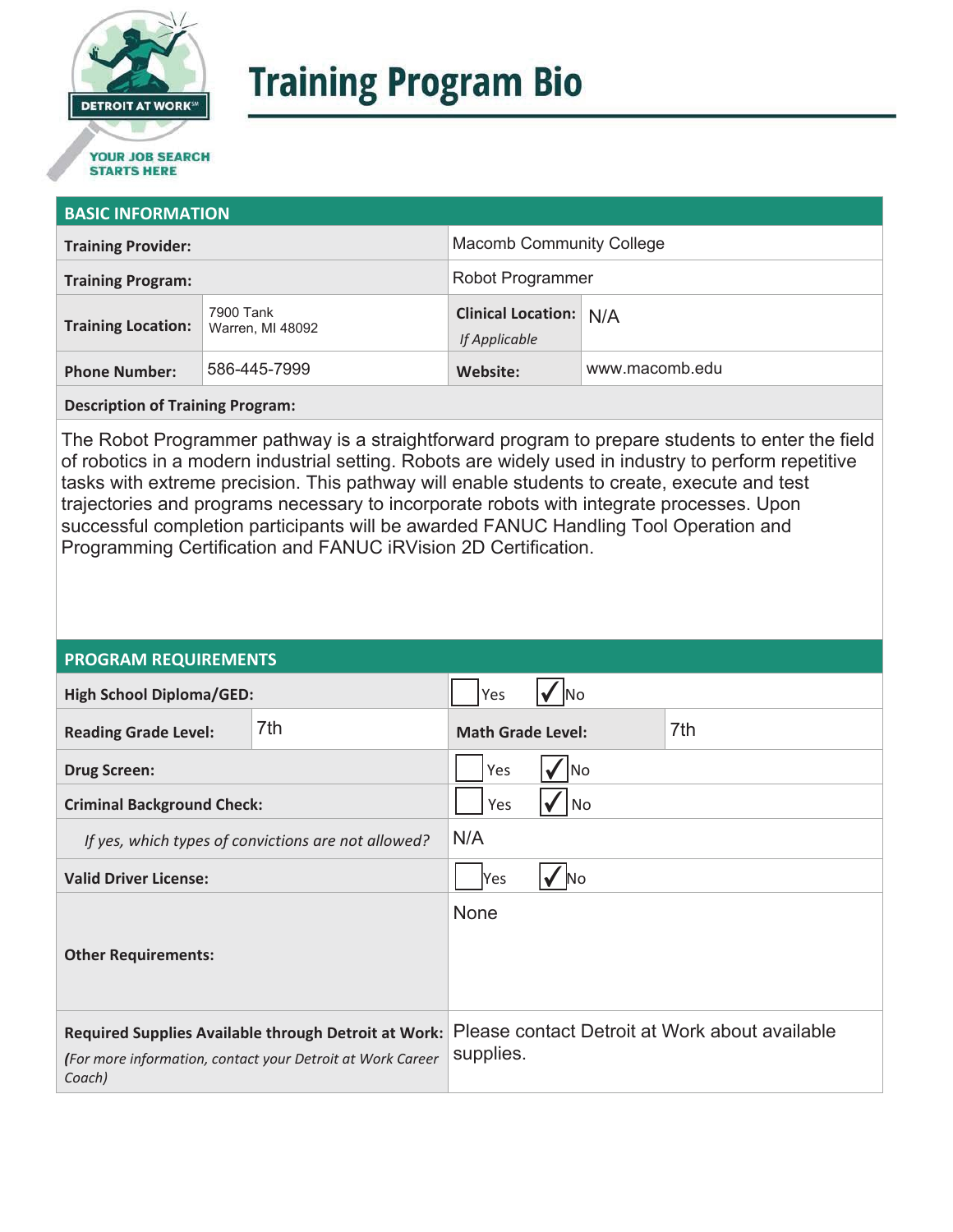DETROIT AT WORK℠

YOUR JOB SEARCH STARTS HERE

# Training Program Bio

## BASIC INFORMATION

| | | | |
|---|---|---|---|
| **Training Provider:** | | Macomb Community College | |
| **Training Program:** | | Robot Programmer | |
| **Training Location:** | 7900 Tank<br>Warren, MI 48092 | **Clinical Location:** *If Applicable* | N/A |
| **Phone Number:** | 586-445-7999 | **Website:** | www.macomb.edu |

**Description of Training Program:**

The Robot Programmer pathway is a straightforward program to prepare students to enter the field of robotics in a modern industrial setting. Robots are widely used in industry to perform repetitive tasks with extreme precision. This pathway will enable students to create, execute and test trajectories and programs necessary to incorporate robots with integrate processes. Upon successful completion participants will be awarded FANUC Handling Tool Operation and Programming Certification and FANUC iRVision 2D Certification.

## PROGRAM REQUIREMENTS

| | | | |
|---|---|---|---|
| **High School Diploma/GED:** | | ☐ Yes ☑ No | |
| **Reading Grade Level:** | 7th | **Math Grade Level:** | 7th |
| **Drug Screen:** | | ☐ Yes ☑ No | |
| **Criminal Background Check:** | | ☐ Yes ☑ No | |
| *If yes, which types of convictions are not allowed?* | | N/A | |
| **Valid Driver License:** | | ☐ Yes ☑ No | |
| **Other Requirements:** | | None | |
| **Required Supplies Available through Detroit at Work:** *(For more information, contact your Detroit at Work Career Coach)* | | Please contact Detroit at Work about available supplies. | |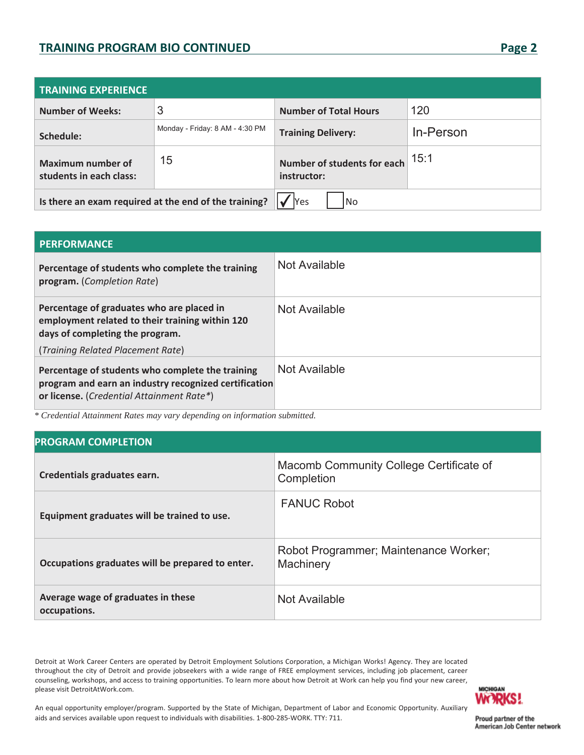## TRAINING PROGRAM BIO CONTINUED

| TRAINING EXPERIENCE | | | |
|---|---|---|---|
| **Number of Weeks:** | 3 | **Number of Total Hours** | 120 |
| **Schedule:** | Monday - Friday: 8 AM - 4:30 PM | **Training Delivery:** | In-Person |
| **Maximum number of students in each class:** | 15 | **Number of students for each instructor:** | 15:1 |
| **Is there an exam required at the end of the training?** | | ☑ Yes ☐ No | |

| PERFORMANCE | |
|---|---|
| **Percentage of students who complete the training program.** (*Completion Rate*) | Not Available |
| **Percentage of graduates who are placed in employment related to their training within 120 days of completing the program.** (*Training Related Placement Rate*) | Not Available |
| **Percentage of students who complete the training program and earn an industry recognized certification or license.** (*Credential Attainment Rate\**) | Not Available |

*\* Credential Attainment Rates may vary depending on information submitted.*

| PROGRAM COMPLETION | |
|---|---|
| **Credentials graduates earn.** | Macomb Community College Certificate of Completion |
| **Equipment graduates will be trained to use.** | FANUC Robot |
| **Occupations graduates will be prepared to enter.** | Robot Programmer; Maintenance Worker; Machinery |
| **Average wage of graduates in these occupations.** | Not Available |

Detroit at Work Career Centers are operated by Detroit Employment Solutions Corporation, a Michigan Works! Agency. They are located throughout the city of Detroit and provide jobseekers with a wide range of FREE employment services, including job placement, career counseling, workshops, and access to training opportunities. To learn more about how Detroit at Work can help you find your new career, please visit DetroitAtWork.com.

An equal opportunity employer/program. Supported by the State of Michigan, Department of Labor and Economic Opportunity. Auxiliary aids and services available upon request to individuals with disabilities. 1-800-285-WORK. TTY: 711.

MICHIGAN WORKS! Proud partner of the American Job Center network